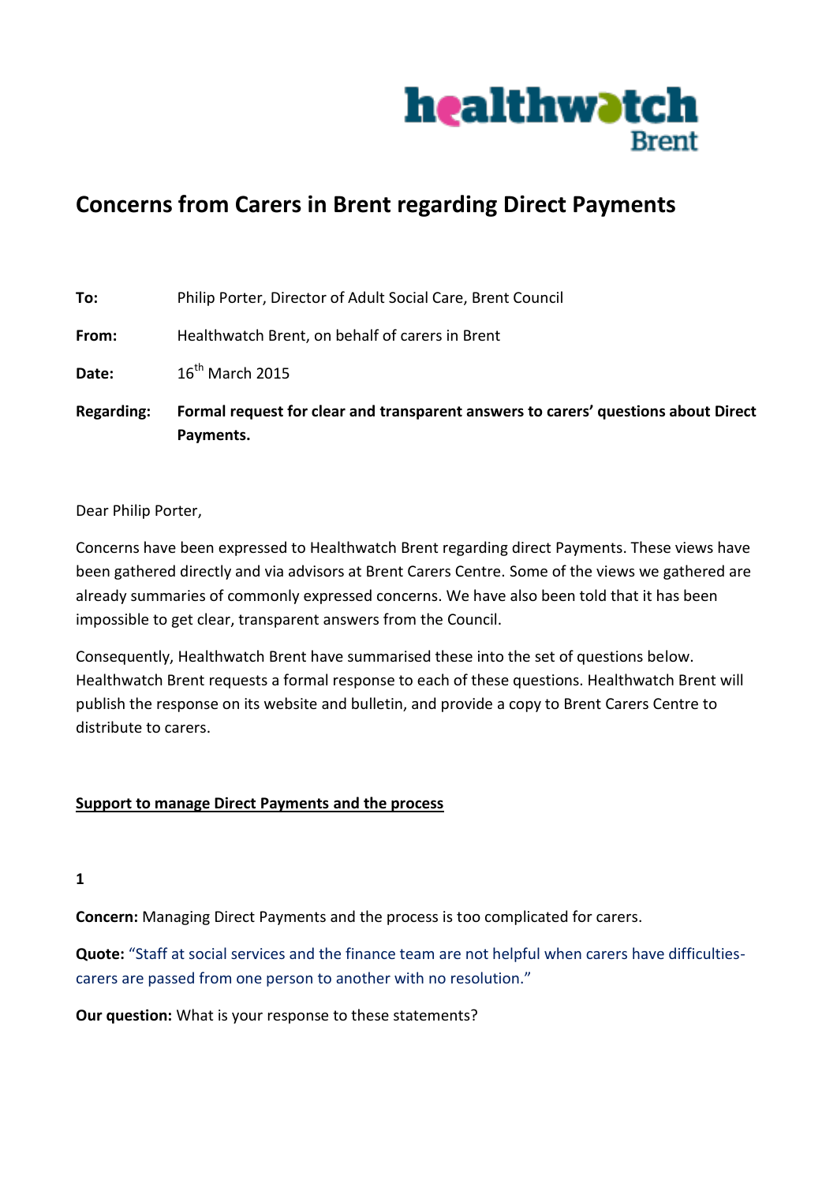healthwatch Brent

# Concerns from Carers in Brent regarding Direct Payments

**To:** Philip Porter, Director of Adult Social Care, Brent Council

**From:** Healthwatch Brent, on behalf of carers in Brent

**Date:** 16th March 2015

**Regarding:** **Formal request for clear and transparent answers to carers' questions about Direct Payments.**

Dear Philip Porter,

Concerns have been expressed to Healthwatch Brent regarding direct Payments. These views have been gathered directly and via advisors at Brent Carers Centre. Some of the views we gathered are already summaries of commonly expressed concerns. We have also been told that it has been impossible to get clear, transparent answers from the Council.

Consequently, Healthwatch Brent have summarised these into the set of questions below. Healthwatch Brent requests a formal response to each of these questions. Healthwatch Brent will publish the response on its website and bulletin, and provide a copy to Brent Carers Centre to distribute to carers.

## Support to manage Direct Payments and the process

**1**

**Concern:** Managing Direct Payments and the process is too complicated for carers.

**Quote:** "Staff at social services and the finance team are not helpful when carers have difficulties- carers are passed from one person to another with no resolution."

**Our question:** What is your response to these statements?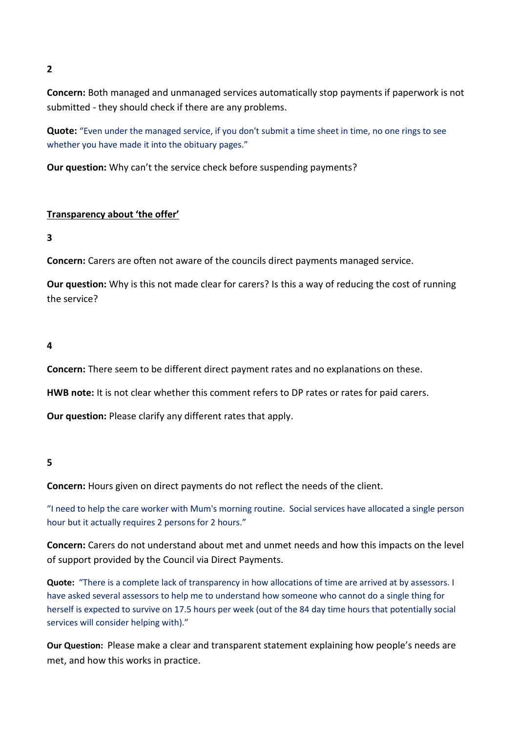**2**

**Concern:** Both managed and unmanaged services automatically stop payments if paperwork is not submitted - they should check if there are any problems.

**Quote:** "Even under the managed service, if you don't submit a time sheet in time, no one rings to see whether you have made it into the obituary pages."

**Our question:** Why can't the service check before suspending payments?

**Transparency about 'the offer'**

**3**

**Concern:** Carers are often not aware of the councils direct payments managed service.

**Our question:** Why is this not made clear for carers? Is this a way of reducing the cost of running the service?

**4**

**Concern:** There seem to be different direct payment rates and no explanations on these.

**HWB note:** It is not clear whether this comment refers to DP rates or rates for paid carers.

**Our question:** Please clarify any different rates that apply.

**5**

**Concern:** Hours given on direct payments do not reflect the needs of the client.

"I need to help the care worker with Mum's morning routine. Social services have allocated a single person hour but it actually requires 2 persons for 2 hours."

**Concern:** Carers do not understand about met and unmet needs and how this impacts on the level of support provided by the Council via Direct Payments.

**Quote:** "There is a complete lack of transparency in how allocations of time are arrived at by assessors. I have asked several assessors to help me to understand how someone who cannot do a single thing for herself is expected to survive on 17.5 hours per week (out of the 84 day time hours that potentially social services will consider helping with)."

**Our Question:** Please make a clear and transparent statement explaining how people's needs are met, and how this works in practice.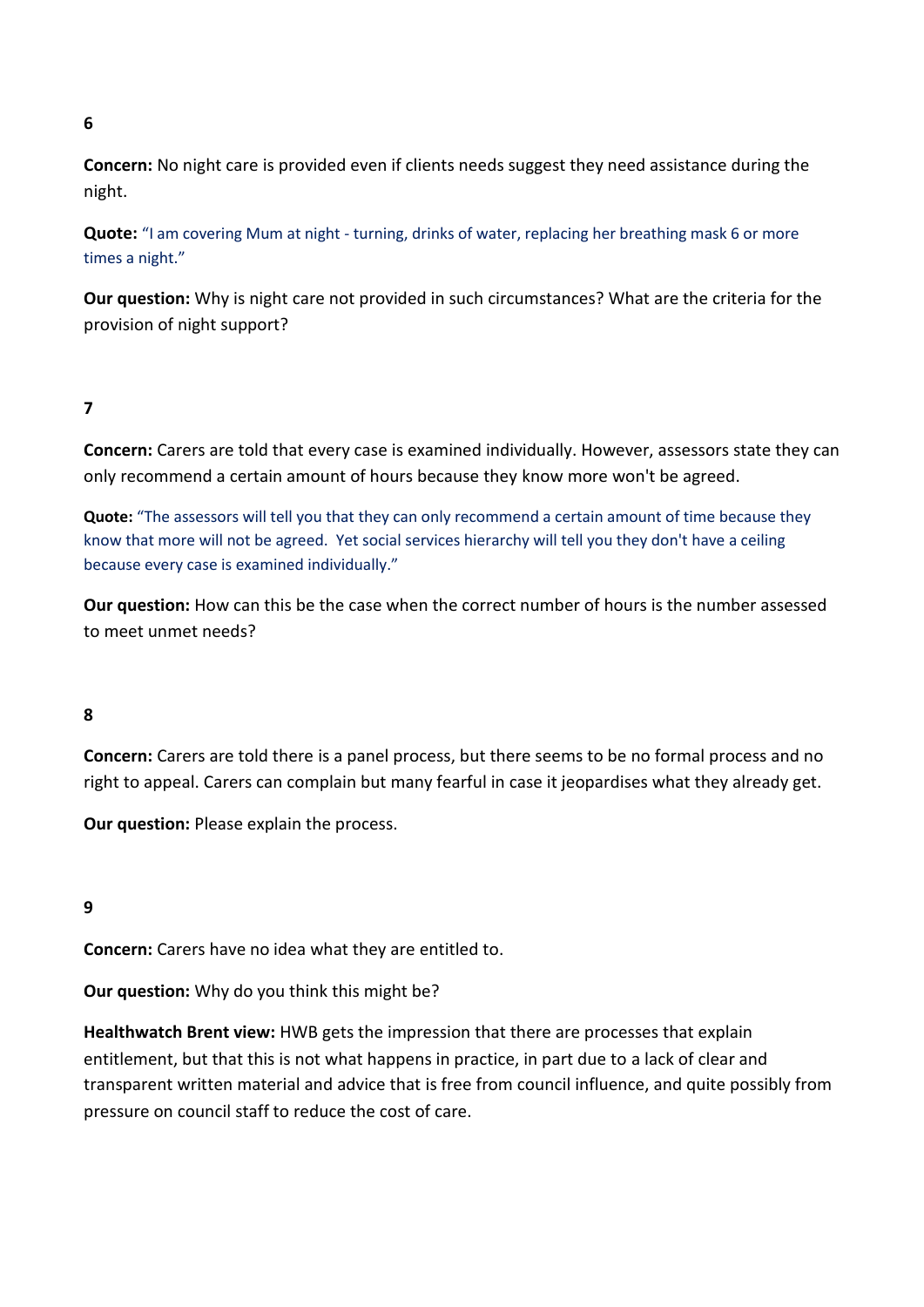**6**

**Concern:** No night care is provided even if clients needs suggest they need assistance during the night.

**Quote:** "I am covering Mum at night - turning, drinks of water, replacing her breathing mask 6 or more times a night."

**Our question:** Why is night care not provided in such circumstances? What are the criteria for the provision of night support?

**7**

**Concern:** Carers are told that every case is examined individually. However, assessors state they can only recommend a certain amount of hours because they know more won't be agreed.

**Quote:** "The assessors will tell you that they can only recommend a certain amount of time because they know that more will not be agreed. Yet social services hierarchy will tell you they don't have a ceiling because every case is examined individually."

**Our question:** How can this be the case when the correct number of hours is the number assessed to meet unmet needs?

**8**

**Concern:** Carers are told there is a panel process, but there seems to be no formal process and no right to appeal. Carers can complain but many fearful in case it jeopardises what they already get.

**Our question:** Please explain the process.

**9**

**Concern:** Carers have no idea what they are entitled to.

**Our question:** Why do you think this might be?

**Healthwatch Brent view:** HWB gets the impression that there are processes that explain entitlement, but that this is not what happens in practice, in part due to a lack of clear and transparent written material and advice that is free from council influence, and quite possibly from pressure on council staff to reduce the cost of care.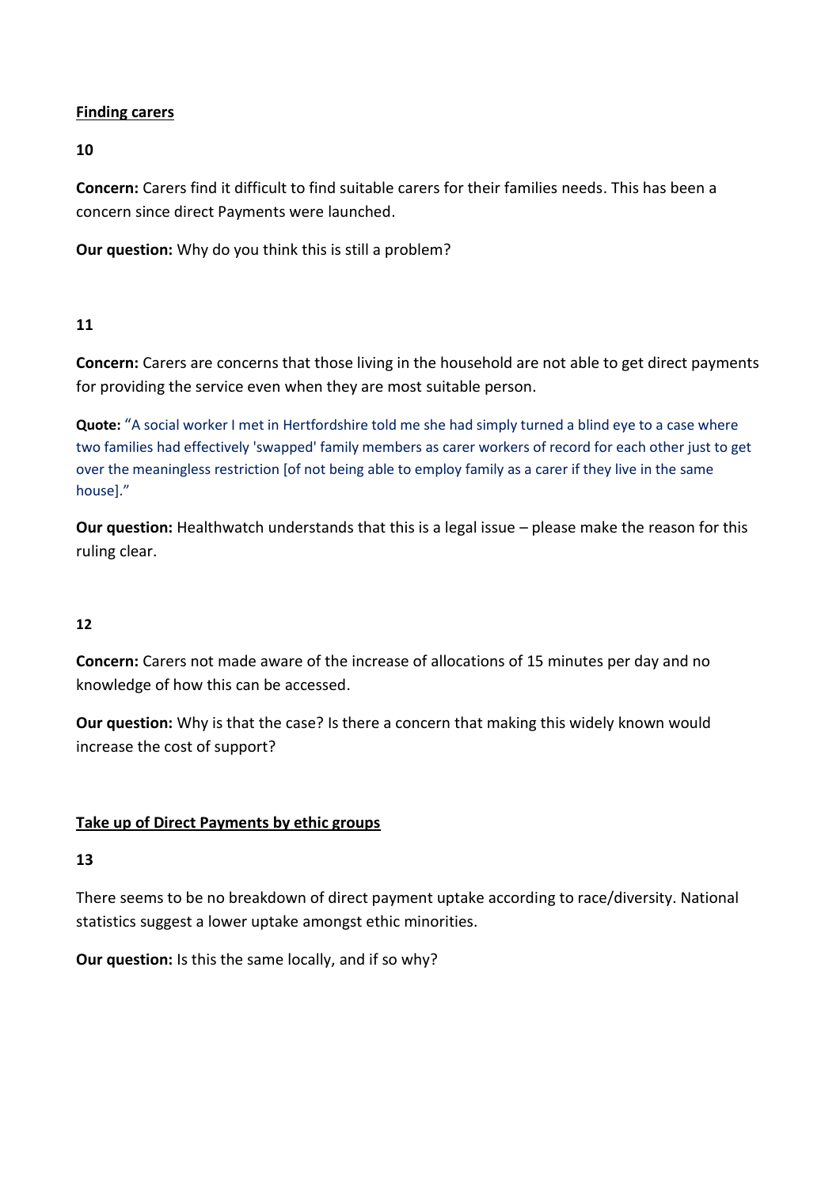**Finding carers**

**10**

**Concern:** Carers find it difficult to find suitable carers for their families needs. This has been a concern since direct Payments were launched.

**Our question:** Why do you think this is still a problem?

**11**

**Concern:** Carers are concerns that those living in the household are not able to get direct payments for providing the service even when they are most suitable person.

**Quote:** "A social worker I met in Hertfordshire told me she had simply turned a blind eye to a case where two families had effectively 'swapped' family members as carer workers of record for each other just to get over the meaningless restriction [of not being able to employ family as a carer if they live in the same house]."

**Our question:** Healthwatch understands that this is a legal issue – please make the reason for this ruling clear.

**12**

**Concern:** Carers not made aware of the increase of allocations of 15 minutes per day and no knowledge of how this can be accessed.

**Our question:** Why is that the case? Is there a concern that making this widely known would increase the cost of support?

**Take up of Direct Payments by ethic groups**

**13**

There seems to be no breakdown of direct payment uptake according to race/diversity. National statistics suggest a lower uptake amongst ethic minorities.

**Our question:** Is this the same locally, and if so why?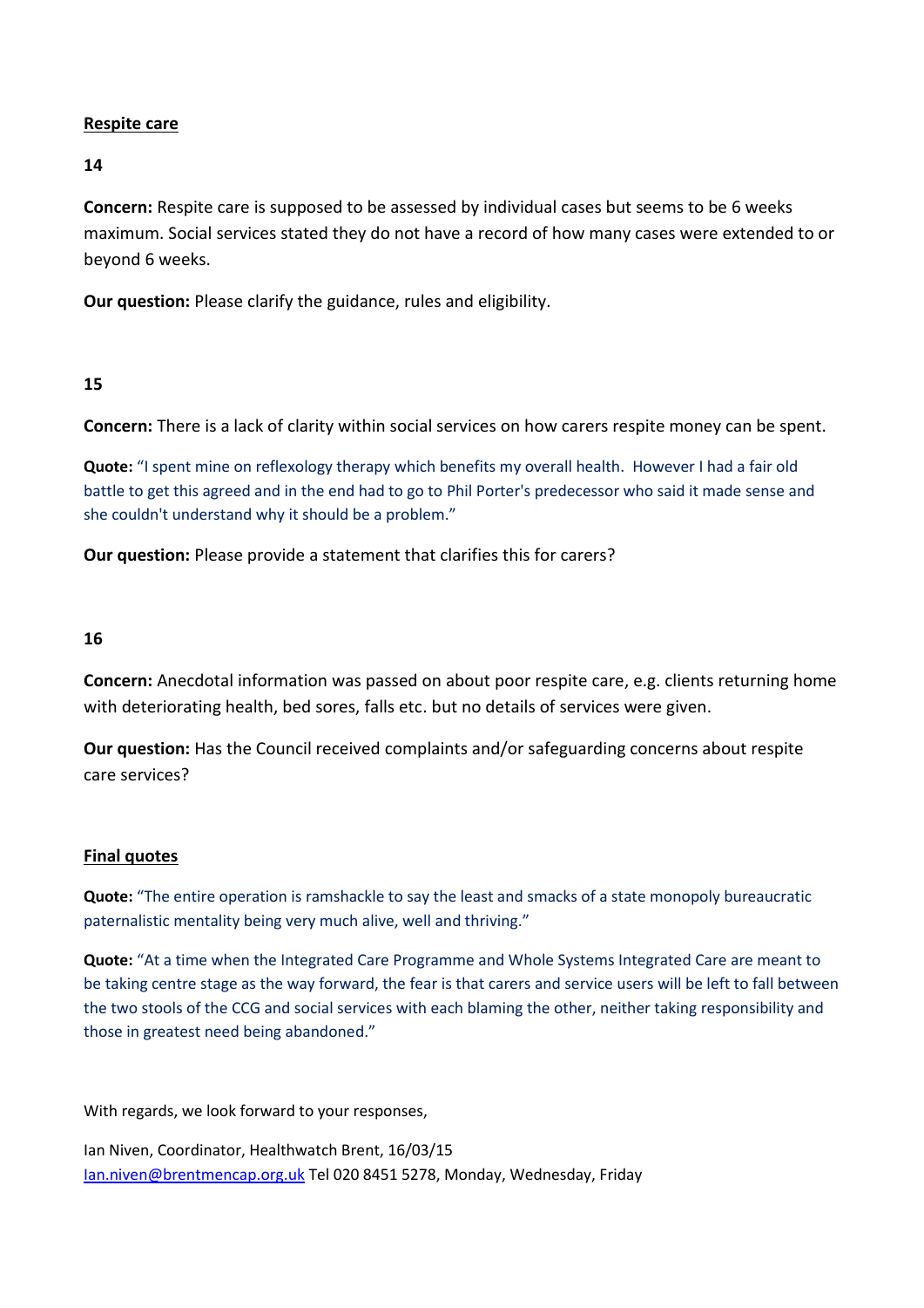**Respite care**

**14**

**Concern:** Respite care is supposed to be assessed by individual cases but seems to be 6 weeks maximum. Social services stated they do not have a record of how many cases were extended to or beyond 6 weeks.

**Our question:** Please clarify the guidance, rules and eligibility.

**15**

**Concern:** There is a lack of clarity within social services on how carers respite money can be spent.

**Quote:** "I spent mine on reflexology therapy which benefits my overall health. However I had a fair old battle to get this agreed and in the end had to go to Phil Porter's predecessor who said it made sense and she couldn't understand why it should be a problem."

**Our question:** Please provide a statement that clarifies this for carers?

**16**

**Concern:** Anecdotal information was passed on about poor respite care, e.g. clients returning home with deteriorating health, bed sores, falls etc. but no details of services were given.

**Our question:** Has the Council received complaints and/or safeguarding concerns about respite care services?

**Final quotes**

**Quote:** "The entire operation is ramshackle to say the least and smacks of a state monopoly bureaucratic paternalistic mentality being very much alive, well and thriving."

**Quote:** "At a time when the Integrated Care Programme and Whole Systems Integrated Care are meant to be taking centre stage as the way forward, the fear is that carers and service users will be left to fall between the two stools of the CCG and social services with each blaming the other, neither taking responsibility and those in greatest need being abandoned."

With regards, we look forward to your responses,

Ian Niven, Coordinator, Healthwatch Brent, 16/03/15
Ian.niven@brentmencap.org.uk Tel 020 8451 5278, Monday, Wednesday, Friday